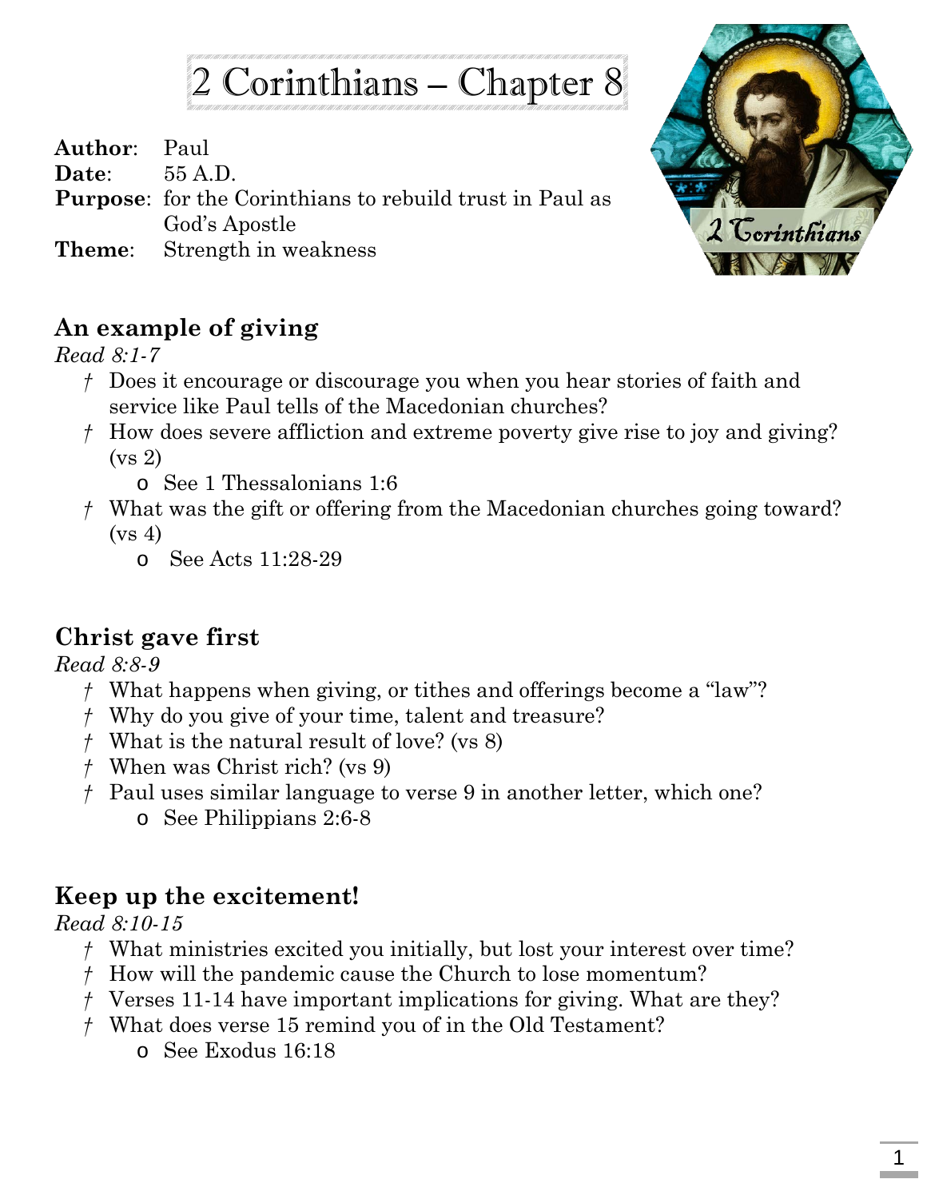# 2 Corinthians – Chapter 8

**Author**: Paul
**Date**: 55 A.D.
**Purpose**: for the Corinthians to rebuild trust in Paul as God's Apostle
**Theme**: Strength in weakness

## An example of giving

*Read 8:1-7*

- Does it encourage or discourage you when you hear stories of faith and service like Paul tells of the Macedonian churches?
- How does severe affliction and extreme poverty give rise to joy and giving? (vs 2)
  - See 1 Thessalonians 1:6
- What was the gift or offering from the Macedonian churches going toward? (vs 4)
  - See Acts 11:28-29

## Christ gave first

*Read 8:8-9*

- What happens when giving, or tithes and offerings become a "law"?
- Why do you give of your time, talent and treasure?
- What is the natural result of love? (vs 8)
- When was Christ rich? (vs 9)
- Paul uses similar language to verse 9 in another letter, which one?
  - See Philippians 2:6-8

## Keep up the excitement!

*Read 8:10-15*

- What ministries excited you initially, but lost your interest over time?
- How will the pandemic cause the Church to lose momentum?
- Verses 11-14 have important implications for giving. What are they?
- What does verse 15 remind you of in the Old Testament?
  - See Exodus 16:18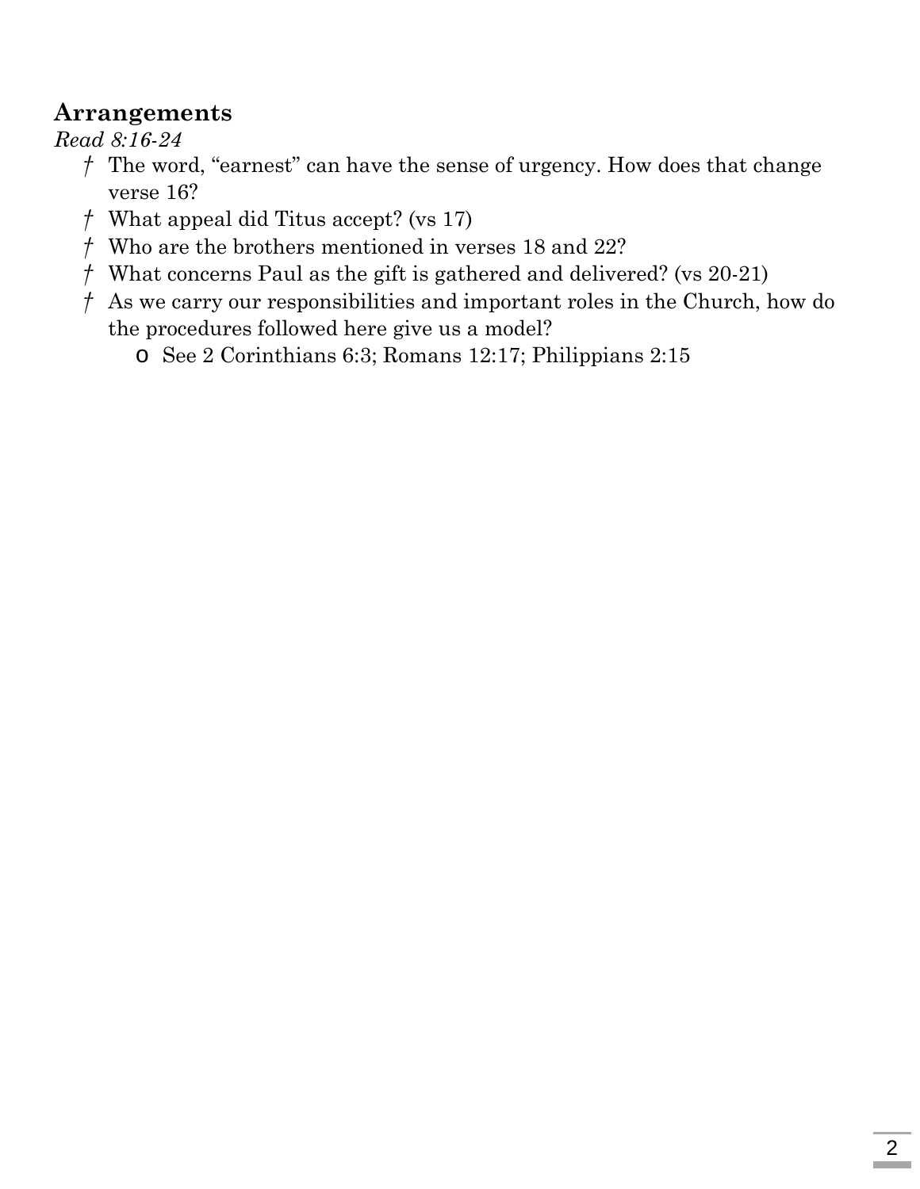## Arrangements

*Read 8:16-24*

- The word, “earnest” can have the sense of urgency. How does that change verse 16?
- What appeal did Titus accept? (vs 17)
- Who are the brothers mentioned in verses 18 and 22?
- What concerns Paul as the gift is gathered and delivered? (vs 20-21)
- As we carry our responsibilities and important roles in the Church, how do the procedures followed here give us a model?
    - See 2 Corinthians 6:3; Romans 12:17; Philippians 2:15